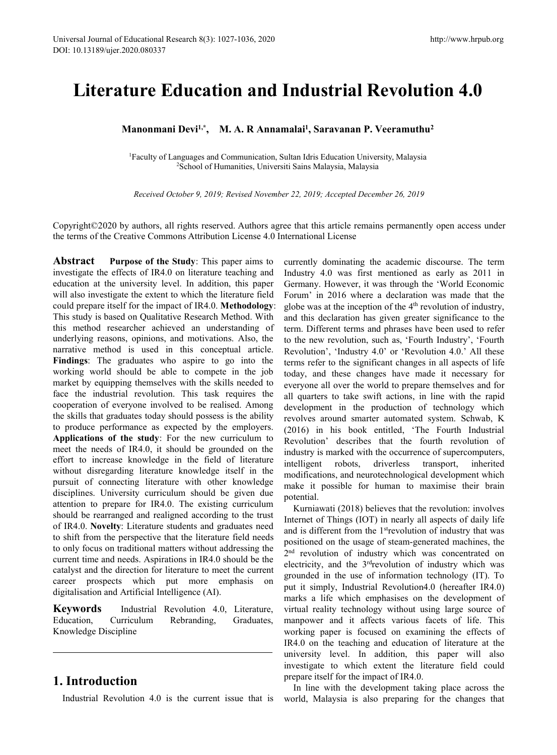# Literature Education and Industrial Revolution 4.0

**Manonmani Devi[1,*], M. A. R Annamalai[1], Saravanan P. Veeramuthu[2]**

[1]Faculty of Languages and Communication, Sultan Idris Education University, Malaysia
[2]School of Humanities, Universiti Sains Malaysia, Malaysia

*Received October 9, 2019; Revised November 22, 2019; Accepted December 26, 2019*

Copyright©2020 by authors, all rights reserved. Authors agree that this article remains permanently open access under the terms of the Creative Commons Attribution License 4.0 International License

**Abstract** **Purpose of the Study**: This paper aims to investigate the effects of IR4.0 on literature teaching and education at the university level. In addition, this paper will also investigate the extent to which the literature field could prepare itself for the impact of IR4.0. **Methodology**: This study is based on Qualitative Research Method. With this method researcher achieved an understanding of underlying reasons, opinions, and motivations. Also, the narrative method is used in this conceptual article. **Findings**: The graduates who aspire to go into the working world should be able to compete in the job market by equipping themselves with the skills needed to face the industrial revolution. This task requires the cooperation of everyone involved to be realised. Among the skills that graduates today should possess is the ability to produce performance as expected by the employers. **Applications of the study**: For the new curriculum to meet the needs of IR4.0, it should be grounded on the effort to increase knowledge in the field of literature without disregarding literature knowledge itself in the pursuit of connecting literature with other knowledge disciplines. University curriculum should be given due attention to prepare for IR4.0. The existing curriculum should be rearranged and realigned according to the trust of IR4.0. **Novelty**: Literature students and graduates need to shift from the perspective that the literature field needs to only focus on traditional matters without addressing the current time and needs. Aspirations in IR4.0 should be the catalyst and the direction for literature to meet the current career prospects which put more emphasis on digitalisation and Artificial Intelligence (AI).

**Keywords** Industrial Revolution 4.0, Literature, Education, Curriculum Rebranding, Graduates, Knowledge Discipline

## 1. Introduction

Industrial Revolution 4.0 is the current issue that is currently dominating the academic discourse. The term Industry 4.0 was first mentioned as early as 2011 in Germany. However, it was through the 'World Economic Forum' in 2016 where a declaration was made that the globe was at the inception of the 4th revolution of industry, and this declaration has given greater significance to the term. Different terms and phrases have been used to refer to the new revolution, such as, 'Fourth Industry', 'Fourth Revolution', 'Industry 4.0' or 'Revolution 4.0.' All these terms refer to the significant changes in all aspects of life today, and these changes have made it necessary for everyone all over the world to prepare themselves and for all quarters to take swift actions, in line with the rapid development in the production of technology which revolves around smarter automated system. Schwab, K (2016) in his book entitled, 'The Fourth Industrial Revolution' describes that the fourth revolution of industry is marked with the occurrence of supercomputers, intelligent robots, driverless transport, inherited modifications, and neurotechnological development which make it possible for human to maximise their brain potential.

Kurniawati (2018) believes that the revolution: involves Internet of Things (IOT) in nearly all aspects of daily life and is different from the 1st revolution of industry that was positioned on the usage of steam-generated machines, the 2nd revolution of industry which was concentrated on electricity, and the 3rd revolution of industry which was grounded in the use of information technology (IT). To put it simply, Industrial Revolution4.0 (hereafter IR4.0) marks a life which emphasises on the development of virtual reality technology without using large source of manpower and it affects various facets of life. This working paper is focused on examining the effects of IR4.0 on the teaching and education of literature at the university level. In addition, this paper will also investigate to which extent the literature field could prepare itself for the impact of IR4.0.

In line with the development taking place across the world, Malaysia is also preparing for the changes that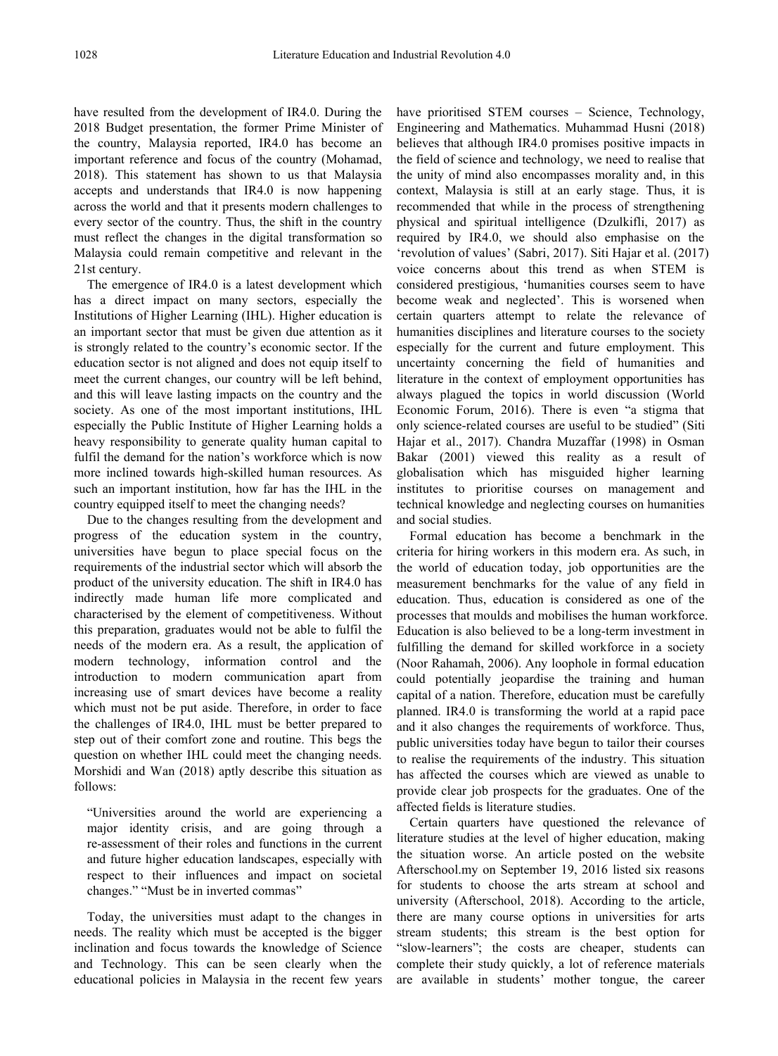have resulted from the development of IR4.0. During the 2018 Budget presentation, the former Prime Minister of the country, Malaysia reported, IR4.0 has become an important reference and focus of the country (Mohamad, 2018). This statement has shown to us that Malaysia accepts and understands that IR4.0 is now happening across the world and that it presents modern challenges to every sector of the country. Thus, the shift in the country must reflect the changes in the digital transformation so Malaysia could remain competitive and relevant in the 21st century.

The emergence of IR4.0 is a latest development which has a direct impact on many sectors, especially the Institutions of Higher Learning (IHL). Higher education is an important sector that must be given due attention as it is strongly related to the country's economic sector. If the education sector is not aligned and does not equip itself to meet the current changes, our country will be left behind, and this will leave lasting impacts on the country and the society. As one of the most important institutions, IHL especially the Public Institute of Higher Learning holds a heavy responsibility to generate quality human capital to fulfil the demand for the nation's workforce which is now more inclined towards high-skilled human resources. As such an important institution, how far has the IHL in the country equipped itself to meet the changing needs?

Due to the changes resulting from the development and progress of the education system in the country, universities have begun to place special focus on the requirements of the industrial sector which will absorb the product of the university education. The shift in IR4.0 has indirectly made human life more complicated and characterised by the element of competitiveness. Without this preparation, graduates would not be able to fulfil the needs of the modern era. As a result, the application of modern technology, information control and the introduction to modern communication apart from increasing use of smart devices have become a reality which must not be put aside. Therefore, in order to face the challenges of IR4.0, IHL must be better prepared to step out of their comfort zone and routine. This begs the question on whether IHL could meet the changing needs. Morshidi and Wan (2018) aptly describe this situation as follows:

> "Universities around the world are experiencing a major identity crisis, and are going through a re-assessment of their roles and functions in the current and future higher education landscapes, especially with respect to their influences and impact on societal changes." "Must be in inverted commas"

Today, the universities must adapt to the changes in needs. The reality which must be accepted is the bigger inclination and focus towards the knowledge of Science and Technology. This can be seen clearly when the educational policies in Malaysia in the recent few years have prioritised STEM courses – Science, Technology, Engineering and Mathematics. Muhammad Husni (2018) believes that although IR4.0 promises positive impacts in the field of science and technology, we need to realise that the unity of mind also encompasses morality and, in this context, Malaysia is still at an early stage. Thus, it is recommended that while in the process of strengthening physical and spiritual intelligence (Dzulkifli, 2017) as required by IR4.0, we should also emphasise on the 'revolution of values' (Sabri, 2017). Siti Hajar et al. (2017) voice concerns about this trend as when STEM is considered prestigious, 'humanities courses seem to have become weak and neglected'. This is worsened when certain quarters attempt to relate the relevance of humanities disciplines and literature courses to the society especially for the current and future employment. This uncertainty concerning the field of humanities and literature in the context of employment opportunities has always plagued the topics in world discussion (World Economic Forum, 2016). There is even "a stigma that only science-related courses are useful to be studied" (Siti Hajar et al., 2017). Chandra Muzaffar (1998) in Osman Bakar (2001) viewed this reality as a result of globalisation which has misguided higher learning institutes to prioritise courses on management and technical knowledge and neglecting courses on humanities and social studies.

Formal education has become a benchmark in the criteria for hiring workers in this modern era. As such, in the world of education today, job opportunities are the measurement benchmarks for the value of any field in education. Thus, education is considered as one of the processes that moulds and mobilises the human workforce. Education is also believed to be a long-term investment in fulfilling the demand for skilled workforce in a society (Noor Rahamah, 2006). Any loophole in formal education could potentially jeopardise the training and human capital of a nation. Therefore, education must be carefully planned. IR4.0 is transforming the world at a rapid pace and it also changes the requirements of workforce. Thus, public universities today have begun to tailor their courses to realise the requirements of the industry. This situation has affected the courses which are viewed as unable to provide clear job prospects for the graduates. One of the affected fields is literature studies.

Certain quarters have questioned the relevance of literature studies at the level of higher education, making the situation worse. An article posted on the website Afterschool.my on September 19, 2016 listed six reasons for students to choose the arts stream at school and university (Afterschool, 2018). According to the article, there are many course options in universities for arts stream students; this stream is the best option for "slow-learners"; the costs are cheaper, students can complete their study quickly, a lot of reference materials are available in students' mother tongue, the career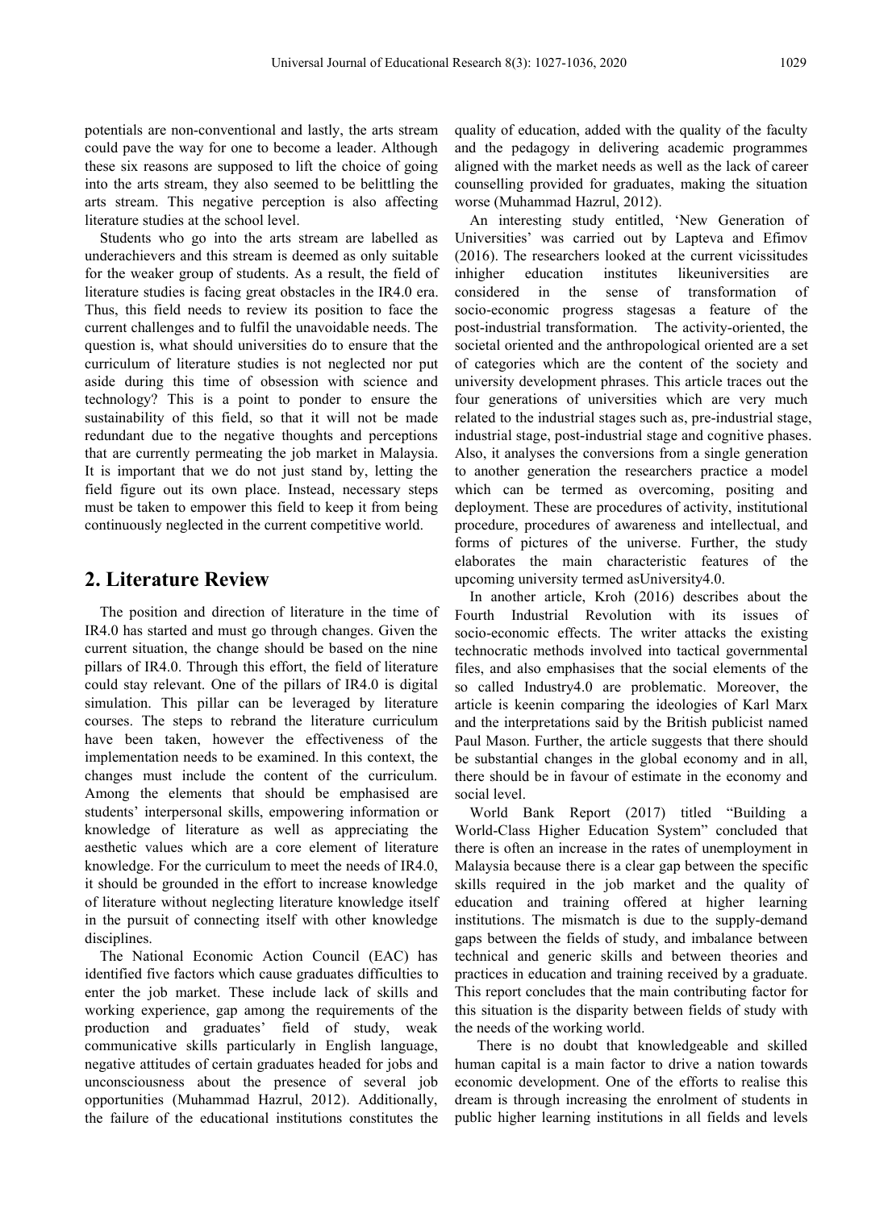potentials are non-conventional and lastly, the arts stream could pave the way for one to become a leader. Although these six reasons are supposed to lift the choice of going into the arts stream, they also seemed to be belittling the arts stream. This negative perception is also affecting literature studies at the school level.

Students who go into the arts stream are labelled as underachievers and this stream is deemed as only suitable for the weaker group of students. As a result, the field of literature studies is facing great obstacles in the IR4.0 era. Thus, this field needs to review its position to face the current challenges and to fulfil the unavoidable needs. The question is, what should universities do to ensure that the curriculum of literature studies is not neglected nor put aside during this time of obsession with science and technology? This is a point to ponder to ensure the sustainability of this field, so that it will not be made redundant due to the negative thoughts and perceptions that are currently permeating the job market in Malaysia. It is important that we do not just stand by, letting the field figure out its own place. Instead, necessary steps must be taken to empower this field to keep it from being continuously neglected in the current competitive world.

## 2. Literature Review

The position and direction of literature in the time of IR4.0 has started and must go through changes. Given the current situation, the change should be based on the nine pillars of IR4.0. Through this effort, the field of literature could stay relevant. One of the pillars of IR4.0 is digital simulation. This pillar can be leveraged by literature courses. The steps to rebrand the literature curriculum have been taken, however the effectiveness of the implementation needs to be examined. In this context, the changes must include the content of the curriculum. Among the elements that should be emphasised are students' interpersonal skills, empowering information or knowledge of literature as well as appreciating the aesthetic values which are a core element of literature knowledge. For the curriculum to meet the needs of IR4.0, it should be grounded in the effort to increase knowledge of literature without neglecting literature knowledge itself in the pursuit of connecting itself with other knowledge disciplines.

The National Economic Action Council (EAC) has identified five factors which cause graduates difficulties to enter the job market. These include lack of skills and working experience, gap among the requirements of the production and graduates' field of study, weak communicative skills particularly in English language, negative attitudes of certain graduates headed for jobs and unconsciousness about the presence of several job opportunities (Muhammad Hazrul, 2012). Additionally, the failure of the educational institutions constitutes the quality of education, added with the quality of the faculty and the pedagogy in delivering academic programmes aligned with the market needs as well as the lack of career counselling provided for graduates, making the situation worse (Muhammad Hazrul, 2012).

An interesting study entitled, 'New Generation of Universities' was carried out by Lapteva and Efimov (2016). The researchers looked at the current vicissitudes inhigher education institutes likeuniversities are considered in the sense of transformation of socio-economic progress stagesas a feature of the post-industrial transformation. The activity-oriented, the societal oriented and the anthropological oriented are a set of categories which are the content of the society and university development phrases. This article traces out the four generations of universities which are very much related to the industrial stages such as, pre-industrial stage, industrial stage, post-industrial stage and cognitive phases. Also, it analyses the conversions from a single generation to another generation the researchers practice a model which can be termed as overcoming, positing and deployment. These are procedures of activity, institutional procedure, procedures of awareness and intellectual, and forms of pictures of the universe. Further, the study elaborates the main characteristic features of the upcoming university termed asUniversity4.0.

In another article, Kroh (2016) describes about the Fourth Industrial Revolution with its issues of socio-economic effects. The writer attacks the existing technocratic methods involved into tactical governmental files, and also emphasises that the social elements of the so called Industry4.0 are problematic. Moreover, the article is keenin comparing the ideologies of Karl Marx and the interpretations said by the British publicist named Paul Mason. Further, the article suggests that there should be substantial changes in the global economy and in all, there should be in favour of estimate in the economy and social level.

World Bank Report (2017) titled "Building a World-Class Higher Education System" concluded that there is often an increase in the rates of unemployment in Malaysia because there is a clear gap between the specific skills required in the job market and the quality of education and training offered at higher learning institutions. The mismatch is due to the supply-demand gaps between the fields of study, and imbalance between technical and generic skills and between theories and practices in education and training received by a graduate. This report concludes that the main contributing factor for this situation is the disparity between fields of study with the needs of the working world.

There is no doubt that knowledgeable and skilled human capital is a main factor to drive a nation towards economic development. One of the efforts to realise this dream is through increasing the enrolment of students in public higher learning institutions in all fields and levels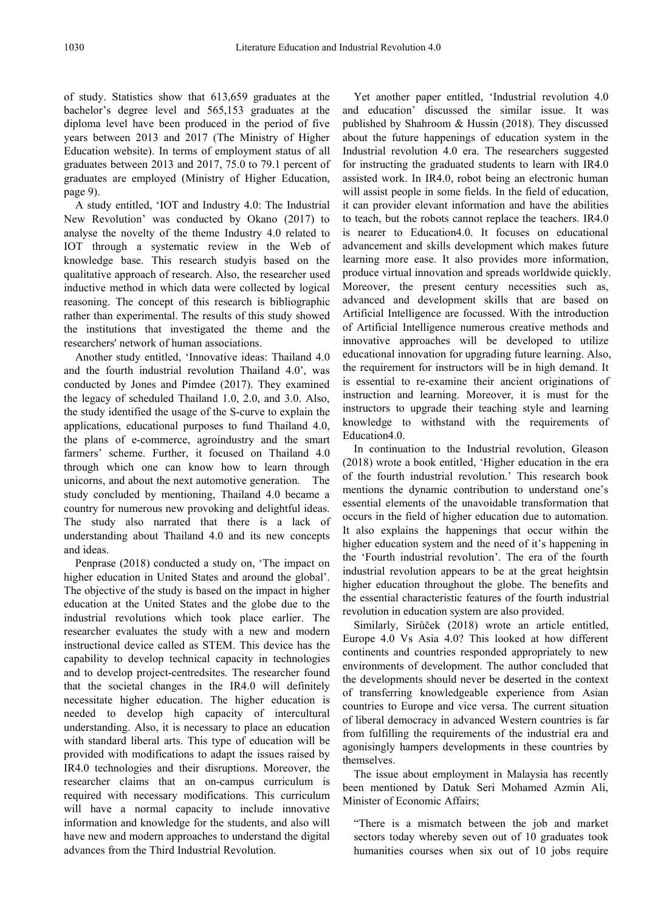of study. Statistics show that 613,659 graduates at the bachelor's degree level and 565,153 graduates at the diploma level have been produced in the period of five years between 2013 and 2017 (The Ministry of Higher Education website). In terms of employment status of all graduates between 2013 and 2017, 75.0 to 79.1 percent of graduates are employed (Ministry of Higher Education, page 9).

A study entitled, 'IOT and Industry 4.0: The Industrial New Revolution' was conducted by Okano (2017) to analyse the novelty of the theme Industry 4.0 related to IOT through a systematic review in the Web of knowledge base. This research studyis based on the qualitative approach of research. Also, the researcher used inductive method in which data were collected by logical reasoning. The concept of this research is bibliographic rather than experimental. The results of this study showed the institutions that investigated the theme and the researchers' network of human associations.

Another study entitled, 'Innovative ideas: Thailand 4.0 and the fourth industrial revolution Thailand 4.0', was conducted by Jones and Pimdee (2017). They examined the legacy of scheduled Thailand 1.0, 2.0, and 3.0. Also, the study identified the usage of the S-curve to explain the applications, educational purposes to fund Thailand 4.0, the plans of e-commerce, agroindustry and the smart farmers' scheme. Further, it focused on Thailand 4.0 through which one can know how to learn through unicorns, and about the next automotive generation. The study concluded by mentioning, Thailand 4.0 became a country for numerous new provoking and delightful ideas. The study also narrated that there is a lack of understanding about Thailand 4.0 and its new concepts and ideas.

Penprase (2018) conducted a study on, 'The impact on higher education in United States and around the global'. The objective of the study is based on the impact in higher education at the United States and the globe due to the industrial revolutions which took place earlier. The researcher evaluates the study with a new and modern instructional device called as STEM. This device has the capability to develop technical capacity in technologies and to develop project-centredsites. The researcher found that the societal changes in the IR4.0 will definitely necessitate higher education. The higher education is needed to develop high capacity of intercultural understanding. Also, it is necessary to place an education with standard liberal arts. This type of education will be provided with modifications to adapt the issues raised by IR4.0 technologies and their disruptions. Moreover, the researcher claims that an on-campus curriculum is required with necessary modifications. This curriculum will have a normal capacity to include innovative information and knowledge for the students, and also will have new and modern approaches to understand the digital advances from the Third Industrial Revolution.

Yet another paper entitled, 'Industrial revolution 4.0 and education' discussed the similar issue. It was published by Shahroom & Hussin (2018). They discussed about the future happenings of education system in the Industrial revolution 4.0 era. The researchers suggested for instructing the graduated students to learn with IR4.0 assisted work. In IR4.0, robot being an electronic human will assist people in some fields. In the field of education, it can provider elevant information and have the abilities to teach, but the robots cannot replace the teachers. IR4.0 is nearer to Education4.0. It focuses on educational advancement and skills development which makes future learning more ease. It also provides more information, produce virtual innovation and spreads worldwide quickly. Moreover, the present century necessities such as, advanced and development skills that are based on Artificial Intelligence are focussed. With the introduction of Artificial Intelligence numerous creative methods and innovative approaches will be developed to utilize educational innovation for upgrading future learning. Also, the requirement for instructors will be in high demand. It is essential to re-examine their ancient originations of instruction and learning. Moreover, it is must for the instructors to upgrade their teaching style and learning knowledge to withstand with the requirements of Education4.0.

In continuation to the Industrial revolution, Gleason (2018) wrote a book entitled, 'Higher education in the era of the fourth industrial revolution.' This research book mentions the dynamic contribution to understand one's essential elements of the unavoidable transformation that occurs in the field of higher education due to automation. It also explains the happenings that occur within the higher education system and the need of it's happening in the 'Fourth industrial revolution'. The era of the fourth industrial revolution appears to be at the great heightsin higher education throughout the globe. The benefits and the essential characteristic features of the fourth industrial revolution in education system are also provided.

Similarly, Sirůček (2018) wrote an article entitled, Europe 4.0 Vs Asia 4.0? This looked at how different continents and countries responded appropriately to new environments of development. The author concluded that the developments should never be deserted in the context of transferring knowledgeable experience from Asian countries to Europe and vice versa. The current situation of liberal democracy in advanced Western countries is far from fulfilling the requirements of the industrial era and agonisingly hampers developments in these countries by themselves.

The issue about employment in Malaysia has recently been mentioned by Datuk Seri Mohamed Azmin Ali, Minister of Economic Affairs;

> "There is a mismatch between the job and market sectors today whereby seven out of 10 graduates took humanities courses when six out of 10 jobs require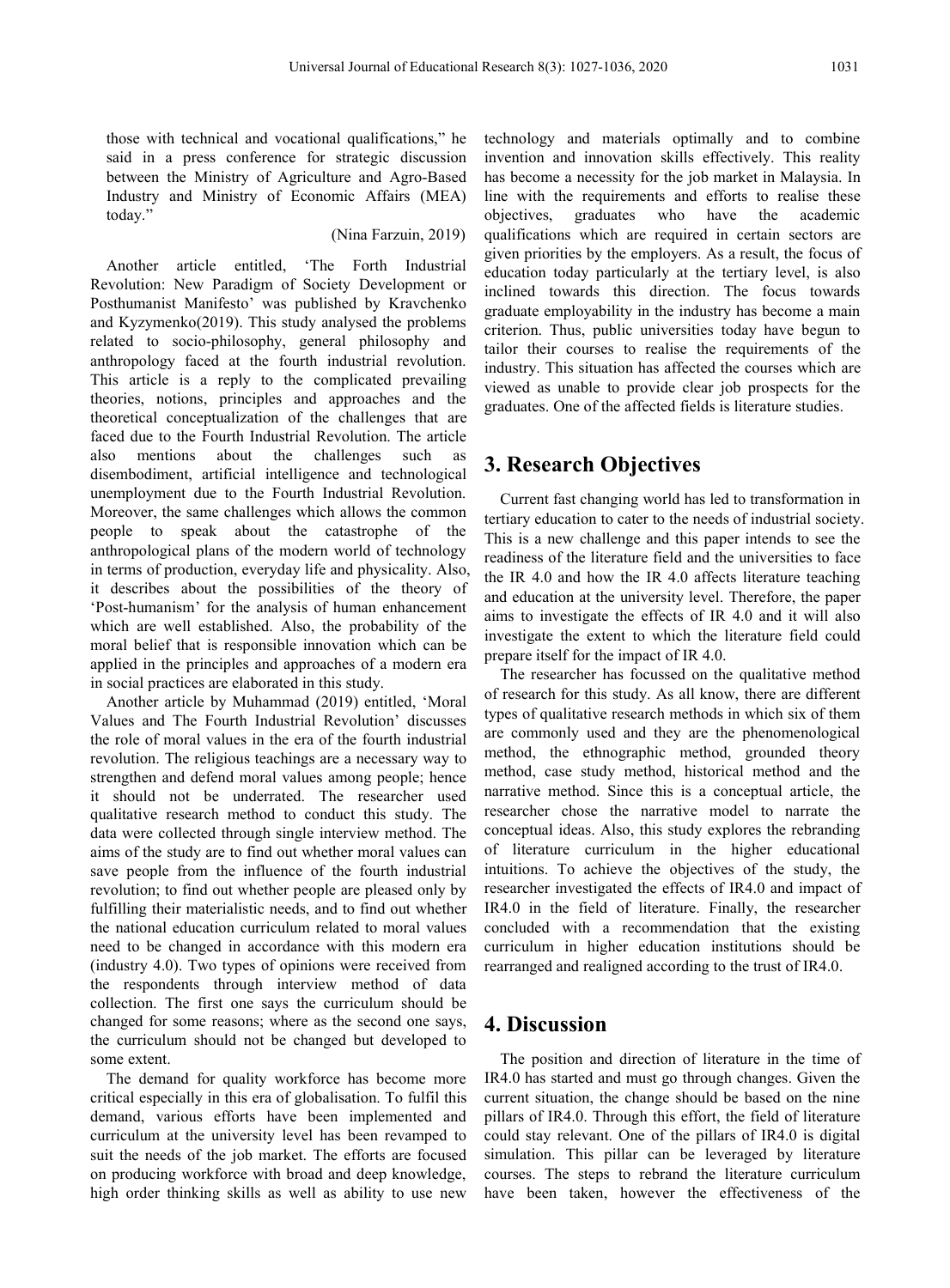those with technical and vocational qualifications," he said in a press conference for strategic discussion between the Ministry of Agriculture and Agro-Based Industry and Ministry of Economic Affairs (MEA) today."

(Nina Farzuin, 2019)

Another article entitled, 'The Forth Industrial Revolution: New Paradigm of Society Development or Posthumanist Manifesto' was published by Kravchenko and Kyzymenko(2019). This study analysed the problems related to socio-philosophy, general philosophy and anthropology faced at the fourth industrial revolution. This article is a reply to the complicated prevailing theories, notions, principles and approaches and the theoretical conceptualization of the challenges that are faced due to the Fourth Industrial Revolution. The article also mentions about the challenges such as disembodiment, artificial intelligence and technological unemployment due to the Fourth Industrial Revolution. Moreover, the same challenges which allows the common people to speak about the catastrophe of the anthropological plans of the modern world of technology in terms of production, everyday life and physicality. Also, it describes about the possibilities of the theory of 'Post-humanism' for the analysis of human enhancement which are well established. Also, the probability of the moral belief that is responsible innovation which can be applied in the principles and approaches of a modern era in social practices are elaborated in this study.

Another article by Muhammad (2019) entitled, 'Moral Values and The Fourth Industrial Revolution' discusses the role of moral values in the era of the fourth industrial revolution. The religious teachings are a necessary way to strengthen and defend moral values among people; hence it should not be underrated. The researcher used qualitative research method to conduct this study. The data were collected through single interview method. The aims of the study are to find out whether moral values can save people from the influence of the fourth industrial revolution; to find out whether people are pleased only by fulfilling their materialistic needs, and to find out whether the national education curriculum related to moral values need to be changed in accordance with this modern era (industry 4.0). Two types of opinions were received from the respondents through interview method of data collection. The first one says the curriculum should be changed for some reasons; where as the second one says, the curriculum should not be changed but developed to some extent.

The demand for quality workforce has become more critical especially in this era of globalisation. To fulfil this demand, various efforts have been implemented and curriculum at the university level has been revamped to suit the needs of the job market. The efforts are focused on producing workforce with broad and deep knowledge, high order thinking skills as well as ability to use new technology and materials optimally and to combine invention and innovation skills effectively. This reality has become a necessity for the job market in Malaysia. In line with the requirements and efforts to realise these objectives, graduates who have the academic qualifications which are required in certain sectors are given priorities by the employers. As a result, the focus of education today particularly at the tertiary level, is also inclined towards this direction. The focus towards graduate employability in the industry has become a main criterion. Thus, public universities today have begun to tailor their courses to realise the requirements of the industry. This situation has affected the courses which are viewed as unable to provide clear job prospects for the graduates. One of the affected fields is literature studies.

## 3. Research Objectives

Current fast changing world has led to transformation in tertiary education to cater to the needs of industrial society. This is a new challenge and this paper intends to see the readiness of the literature field and the universities to face the IR 4.0 and how the IR 4.0 affects literature teaching and education at the university level. Therefore, the paper aims to investigate the effects of IR 4.0 and it will also investigate the extent to which the literature field could prepare itself for the impact of IR 4.0.

The researcher has focussed on the qualitative method of research for this study. As all know, there are different types of qualitative research methods in which six of them are commonly used and they are the phenomenological method, the ethnographic method, grounded theory method, case study method, historical method and the narrative method. Since this is a conceptual article, the researcher chose the narrative model to narrate the conceptual ideas. Also, this study explores the rebranding of literature curriculum in the higher educational intuitions. To achieve the objectives of the study, the researcher investigated the effects of IR4.0 and impact of IR4.0 in the field of literature. Finally, the researcher concluded with a recommendation that the existing curriculum in higher education institutions should be rearranged and realigned according to the trust of IR4.0.

## 4. Discussion

The position and direction of literature in the time of IR4.0 has started and must go through changes. Given the current situation, the change should be based on the nine pillars of IR4.0. Through this effort, the field of literature could stay relevant. One of the pillars of IR4.0 is digital simulation. This pillar can be leveraged by literature courses. The steps to rebrand the literature curriculum have been taken, however the effectiveness of the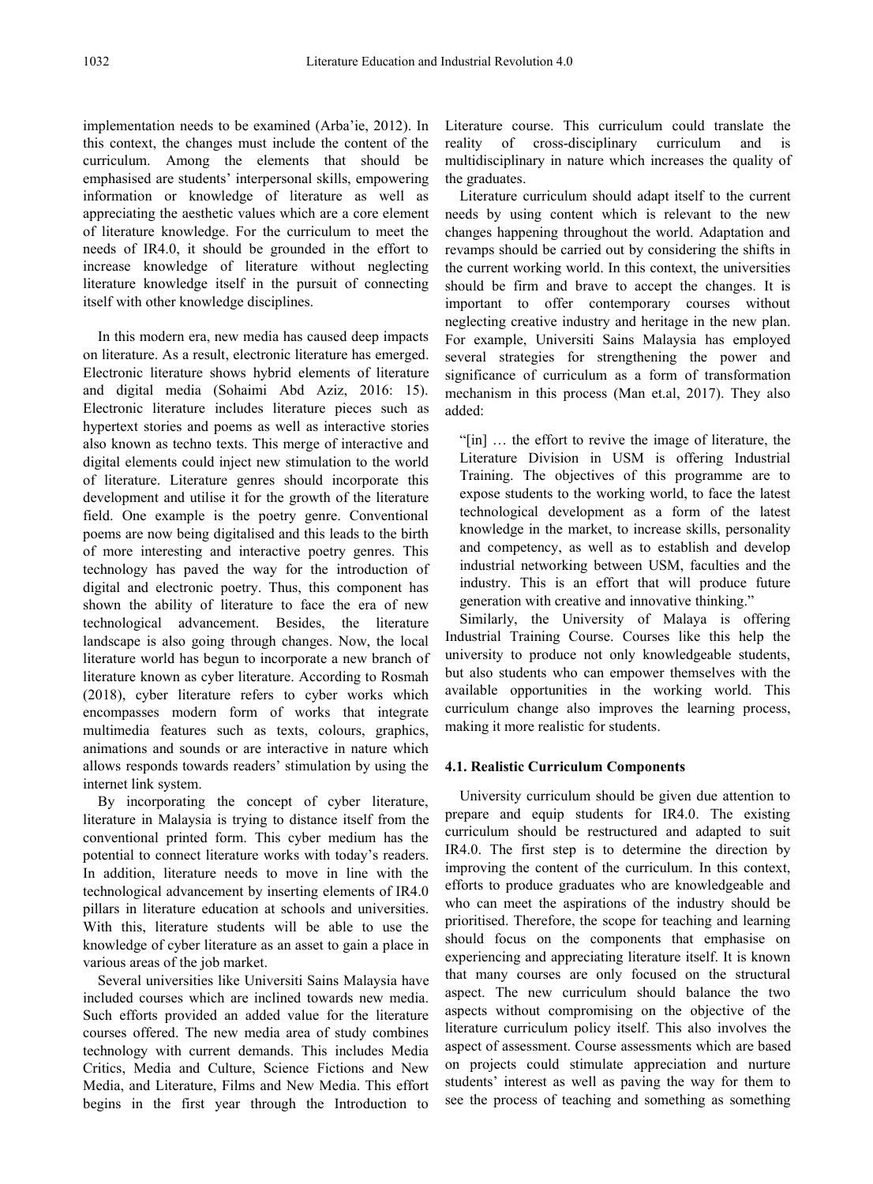implementation needs to be examined (Arba'ie, 2012). In this context, the changes must include the content of the curriculum. Among the elements that should be emphasised are students' interpersonal skills, empowering information or knowledge of literature as well as appreciating the aesthetic values which are a core element of literature knowledge. For the curriculum to meet the needs of IR4.0, it should be grounded in the effort to increase knowledge of literature without neglecting literature knowledge itself in the pursuit of connecting itself with other knowledge disciplines.

In this modern era, new media has caused deep impacts on literature. As a result, electronic literature has emerged. Electronic literature shows hybrid elements of literature and digital media (Sohaimi Abd Aziz, 2016: 15). Electronic literature includes literature pieces such as hypertext stories and poems as well as interactive stories also known as techno texts. This merge of interactive and digital elements could inject new stimulation to the world of literature. Literature genres should incorporate this development and utilise it for the growth of the literature field. One example is the poetry genre. Conventional poems are now being digitalised and this leads to the birth of more interesting and interactive poetry genres. This technology has paved the way for the introduction of digital and electronic poetry. Thus, this component has shown the ability of literature to face the era of new technological advancement. Besides, the literature landscape is also going through changes. Now, the local literature world has begun to incorporate a new branch of literature known as cyber literature. According to Rosmah (2018), cyber literature refers to cyber works which encompasses modern form of works that integrate multimedia features such as texts, colours, graphics, animations and sounds or are interactive in nature which allows responds towards readers' stimulation by using the internet link system.

By incorporating the concept of cyber literature, literature in Malaysia is trying to distance itself from the conventional printed form. This cyber medium has the potential to connect literature works with today's readers. In addition, literature needs to move in line with the technological advancement by inserting elements of IR4.0 pillars in literature education at schools and universities. With this, literature students will be able to use the knowledge of cyber literature as an asset to gain a place in various areas of the job market.

Several universities like Universiti Sains Malaysia have included courses which are inclined towards new media. Such efforts provided an added value for the literature courses offered. The new media area of study combines technology with current demands. This includes Media Critics, Media and Culture, Science Fictions and New Media, and Literature, Films and New Media. This effort begins in the first year through the Introduction to Literature course. This curriculum could translate the reality of cross-disciplinary curriculum and is multidisciplinary in nature which increases the quality of the graduates.

Literature curriculum should adapt itself to the current needs by using content which is relevant to the new changes happening throughout the world. Adaptation and revamps should be carried out by considering the shifts in the current working world. In this context, the universities should be firm and brave to accept the changes. It is important to offer contemporary courses without neglecting creative industry and heritage in the new plan. For example, Universiti Sains Malaysia has employed several strategies for strengthening the power and significance of curriculum as a form of transformation mechanism in this process (Man et.al, 2017). They also added:

> "[in] … the effort to revive the image of literature, the Literature Division in USM is offering Industrial Training. The objectives of this programme are to expose students to the working world, to face the latest technological development as a form of the latest knowledge in the market, to increase skills, personality and competency, as well as to establish and develop industrial networking between USM, faculties and the industry. This is an effort that will produce future generation with creative and innovative thinking."

Similarly, the University of Malaya is offering Industrial Training Course. Courses like this help the university to produce not only knowledgeable students, but also students who can empower themselves with the available opportunities in the working world. This curriculum change also improves the learning process, making it more realistic for students.

### 4.1. Realistic Curriculum Components

University curriculum should be given due attention to prepare and equip students for IR4.0. The existing curriculum should be restructured and adapted to suit IR4.0. The first step is to determine the direction by improving the content of the curriculum. In this context, efforts to produce graduates who are knowledgeable and who can meet the aspirations of the industry should be prioritised. Therefore, the scope for teaching and learning should focus on the components that emphasise on experiencing and appreciating literature itself. It is known that many courses are only focused on the structural aspect. The new curriculum should balance the two aspects without compromising on the objective of the literature curriculum policy itself. This also involves the aspect of assessment. Course assessments which are based on projects could stimulate appreciation and nurture students' interest as well as paving the way for them to see the process of teaching and something as something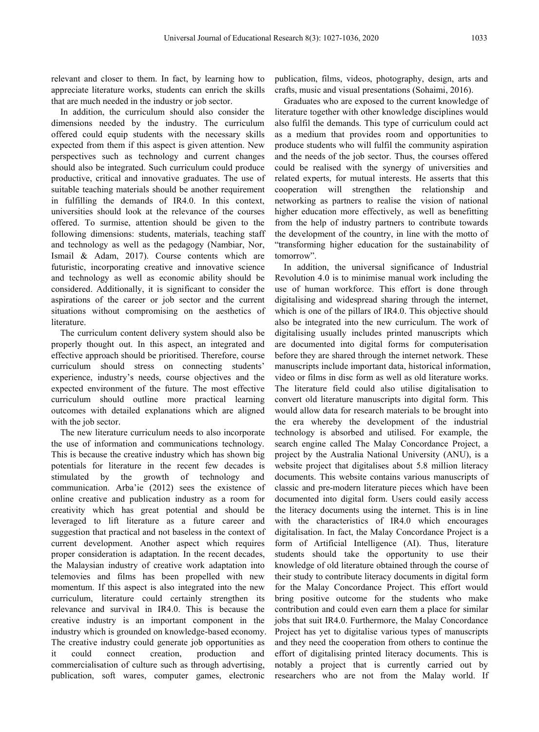relevant and closer to them. In fact, by learning how to appreciate literature works, students can enrich the skills that are much needed in the industry or job sector.

In addition, the curriculum should also consider the dimensions needed by the industry. The curriculum offered could equip students with the necessary skills expected from them if this aspect is given attention. New perspectives such as technology and current changes should also be integrated. Such curriculum could produce productive, critical and innovative graduates. The use of suitable teaching materials should be another requirement in fulfilling the demands of IR4.0. In this context, universities should look at the relevance of the courses offered. To surmise, attention should be given to the following dimensions: students, materials, teaching staff and technology as well as the pedagogy (Nambiar, Nor, Ismail & Adam, 2017). Course contents which are futuristic, incorporating creative and innovative science and technology as well as economic ability should be considered. Additionally, it is significant to consider the aspirations of the career or job sector and the current situations without compromising on the aesthetics of literature.

The curriculum content delivery system should also be properly thought out. In this aspect, an integrated and effective approach should be prioritised. Therefore, course curriculum should stress on connecting students' experience, industry's needs, course objectives and the expected environment of the future. The most effective curriculum should outline more practical learning outcomes with detailed explanations which are aligned with the job sector.

The new literature curriculum needs to also incorporate the use of information and communications technology. This is because the creative industry which has shown big potentials for literature in the recent few decades is stimulated by the growth of technology and communication. Arba'ie (2012) sees the existence of online creative and publication industry as a room for creativity which has great potential and should be leveraged to lift literature as a future career and suggestion that practical and not baseless in the context of current development. Another aspect which requires proper consideration is adaptation. In the recent decades, the Malaysian industry of creative work adaptation into telemovies and films has been propelled with new momentum. If this aspect is also integrated into the new curriculum, literature could certainly strengthen its relevance and survival in IR4.0. This is because the creative industry is an important component in the industry which is grounded on knowledge-based economy. The creative industry could generate job opportunities as it could connect creation, production and commercialisation of culture such as through advertising, publication, soft wares, computer games, electronic publication, films, videos, photography, design, arts and crafts, music and visual presentations (Sohaimi, 2016).

Graduates who are exposed to the current knowledge of literature together with other knowledge disciplines would also fulfil the demands. This type of curriculum could act as a medium that provides room and opportunities to produce students who will fulfil the community aspiration and the needs of the job sector. Thus, the courses offered could be realised with the synergy of universities and related experts, for mutual interests. He asserts that this cooperation will strengthen the relationship and networking as partners to realise the vision of national higher education more effectively, as well as benefitting from the help of industry partners to contribute towards the development of the country, in line with the motto of "transforming higher education for the sustainability of tomorrow".

In addition, the universal significance of Industrial Revolution 4.0 is to minimise manual work including the use of human workforce. This effort is done through digitalising and widespread sharing through the internet, which is one of the pillars of IR4.0. This objective should also be integrated into the new curriculum. The work of digitalising usually includes printed manuscripts which are documented into digital forms for computerisation before they are shared through the internet network. These manuscripts include important data, historical information, video or films in disc form as well as old literature works. The literature field could also utilise digitalisation to convert old literature manuscripts into digital form. This would allow data for research materials to be brought into the era whereby the development of the industrial technology is absorbed and utilised. For example, the search engine called The Malay Concordance Project, a project by the Australia National University (ANU), is a website project that digitalises about 5.8 million literacy documents. This website contains various manuscripts of classic and pre-modern literature pieces which have been documented into digital form. Users could easily access the literacy documents using the internet. This is in line with the characteristics of IR4.0 which encourages digitalisation. In fact, the Malay Concordance Project is a form of Artificial Intelligence (AI). Thus, literature students should take the opportunity to use their knowledge of old literature obtained through the course of their study to contribute literacy documents in digital form for the Malay Concordance Project. This effort would bring positive outcome for the students who make contribution and could even earn them a place for similar jobs that suit IR4.0. Furthermore, the Malay Concordance Project has yet to digitalise various types of manuscripts and they need the cooperation from others to continue the effort of digitalising printed literacy documents. This is notably a project that is currently carried out by researchers who are not from the Malay world. If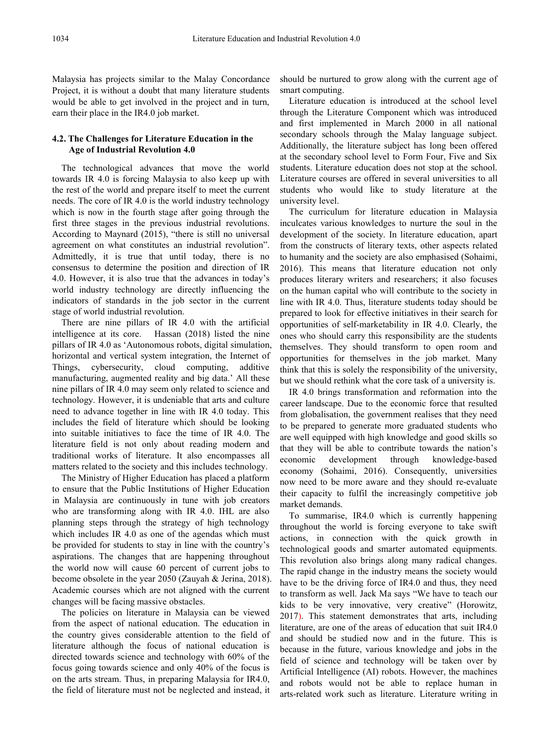Malaysia has projects similar to the Malay Concordance Project, it is without a doubt that many literature students would be able to get involved in the project and in turn, earn their place in the IR4.0 job market.

### 4.2. The Challenges for Literature Education in the Age of Industrial Revolution 4.0

The technological advances that move the world towards IR 4.0 is forcing Malaysia to also keep up with the rest of the world and prepare itself to meet the current needs. The core of IR 4.0 is the world industry technology which is now in the fourth stage after going through the first three stages in the previous industrial revolutions. According to Maynard (2015), "there is still no universal agreement on what constitutes an industrial revolution". Admittedly, it is true that until today, there is no consensus to determine the position and direction of IR 4.0. However, it is also true that the advances in today's world industry technology are directly influencing the indicators of standards in the job sector in the current stage of world industrial revolution.

There are nine pillars of IR 4.0 with the artificial intelligence at its core. Hassan (2018) listed the nine pillars of IR 4.0 as 'Autonomous robots, digital simulation, horizontal and vertical system integration, the Internet of Things, cybersecurity, cloud computing, additive manufacturing, augmented reality and big data.' All these nine pillars of IR 4.0 may seem only related to science and technology. However, it is undeniable that arts and culture need to advance together in line with IR 4.0 today. This includes the field of literature which should be looking into suitable initiatives to face the time of IR 4.0. The literature field is not only about reading modern and traditional works of literature. It also encompasses all matters related to the society and this includes technology.

The Ministry of Higher Education has placed a platform to ensure that the Public Institutions of Higher Education in Malaysia are continuously in tune with job creators who are transforming along with IR 4.0. IHL are also planning steps through the strategy of high technology which includes IR 4.0 as one of the agendas which must be provided for students to stay in line with the country's aspirations. The changes that are happening throughout the world now will cause 60 percent of current jobs to become obsolete in the year 2050 (Zauyah & Jerina, 2018). Academic courses which are not aligned with the current changes will be facing massive obstacles.

The policies on literature in Malaysia can be viewed from the aspect of national education. The education in the country gives considerable attention to the field of literature although the focus of national education is directed towards science and technology with 60% of the focus going towards science and only 40% of the focus is on the arts stream. Thus, in preparing Malaysia for IR4.0, the field of literature must not be neglected and instead, it should be nurtured to grow along with the current age of smart computing.

Literature education is introduced at the school level through the Literature Component which was introduced and first implemented in March 2000 in all national secondary schools through the Malay language subject. Additionally, the literature subject has long been offered at the secondary school level to Form Four, Five and Six students. Literature education does not stop at the school. Literature courses are offered in several universities to all students who would like to study literature at the university level.

The curriculum for literature education in Malaysia inculcates various knowledges to nurture the soul in the development of the society. In literature education, apart from the constructs of literary texts, other aspects related to humanity and the society are also emphasised (Sohaimi, 2016). This means that literature education not only produces literary writers and researchers; it also focuses on the human capital who will contribute to the society in line with IR 4.0. Thus, literature students today should be prepared to look for effective initiatives in their search for opportunities of self-marketability in IR 4.0. Clearly, the ones who should carry this responsibility are the students themselves. They should transform to open room and opportunities for themselves in the job market. Many think that this is solely the responsibility of the university, but we should rethink what the core task of a university is.

IR 4.0 brings transformation and reformation into the career landscape. Due to the economic force that resulted from globalisation, the government realises that they need to be prepared to generate more graduated students who are well equipped with high knowledge and good skills so that they will be able to contribute towards the nation's economic development through knowledge-based economy (Sohaimi, 2016). Consequently, universities now need to be more aware and they should re-evaluate their capacity to fulfil the increasingly competitive job market demands.

To summarise, IR4.0 which is currently happening throughout the world is forcing everyone to take swift actions, in connection with the quick growth in technological goods and smarter automated equipments. This revolution also brings along many radical changes. The rapid change in the industry means the society would have to be the driving force of IR4.0 and thus, they need to transform as well. Jack Ma says "We have to teach our kids to be very innovative, very creative" (Horowitz, 2017). This statement demonstrates that arts, including literature, are one of the areas of education that suit IR4.0 and should be studied now and in the future. This is because in the future, various knowledge and jobs in the field of science and technology will be taken over by Artificial Intelligence (AI) robots. However, the machines and robots would not be able to replace human in arts-related work such as literature. Literature writing in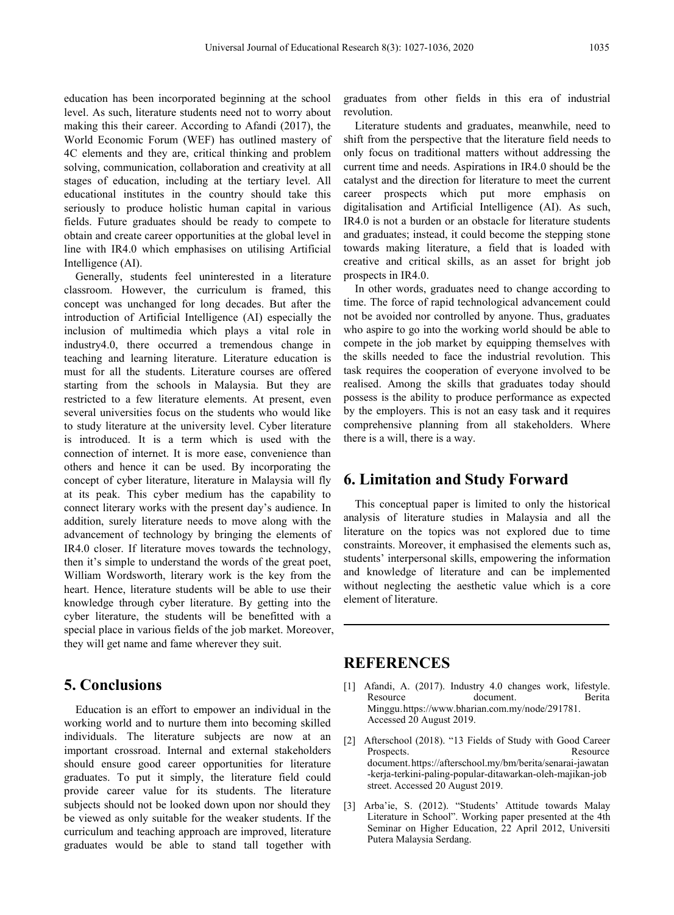education has been incorporated beginning at the school level. As such, literature students need not to worry about making this their career. According to Afandi (2017), the World Economic Forum (WEF) has outlined mastery of 4C elements and they are, critical thinking and problem solving, communication, collaboration and creativity at all stages of education, including at the tertiary level. All educational institutes in the country should take this seriously to produce holistic human capital in various fields. Future graduates should be ready to compete to obtain and create career opportunities at the global level in line with IR4.0 which emphasises on utilising Artificial Intelligence (AI).

Generally, students feel uninterested in a literature classroom. However, the curriculum is framed, this concept was unchanged for long decades. But after the introduction of Artificial Intelligence (AI) especially the inclusion of multimedia which plays a vital role in industry4.0, there occurred a tremendous change in teaching and learning literature. Literature education is must for all the students. Literature courses are offered starting from the schools in Malaysia. But they are restricted to a few literature elements. At present, even several universities focus on the students who would like to study literature at the university level. Cyber literature is introduced. It is a term which is used with the connection of internet. It is more ease, convenience than others and hence it can be used. By incorporating the concept of cyber literature, literature in Malaysia will fly at its peak. This cyber medium has the capability to connect literary works with the present day's audience. In addition, surely literature needs to move along with the advancement of technology by bringing the elements of IR4.0 closer. If literature moves towards the technology, then it's simple to understand the words of the great poet, William Wordsworth, literary work is the key from the heart. Hence, literature students will be able to use their knowledge through cyber literature. By getting into the cyber literature, the students will be benefitted with a special place in various fields of the job market. Moreover, they will get name and fame wherever they suit.

## 5. Conclusions

Education is an effort to empower an individual in the working world and to nurture them into becoming skilled individuals. The literature subjects are now at an important crossroad. Internal and external stakeholders should ensure good career opportunities for literature graduates. To put it simply, the literature field could provide career value for its students. The literature subjects should not be looked down upon nor should they be viewed as only suitable for the weaker students. If the curriculum and teaching approach are improved, literature graduates would be able to stand tall together with graduates from other fields in this era of industrial revolution.

Literature students and graduates, meanwhile, need to shift from the perspective that the literature field needs to only focus on traditional matters without addressing the current time and needs. Aspirations in IR4.0 should be the catalyst and the direction for literature to meet the current career prospects which put more emphasis on digitalisation and Artificial Intelligence (AI). As such, IR4.0 is not a burden or an obstacle for literature students and graduates; instead, it could become the stepping stone towards making literature, a field that is loaded with creative and critical skills, as an asset for bright job prospects in IR4.0.

In other words, graduates need to change according to time. The force of rapid technological advancement could not be avoided nor controlled by anyone. Thus, graduates who aspire to go into the working world should be able to compete in the job market by equipping themselves with the skills needed to face the industrial revolution. This task requires the cooperation of everyone involved to be realised. Among the skills that graduates today should possess is the ability to produce performance as expected by the employers. This is not an easy task and it requires comprehensive planning from all stakeholders. Where there is a will, there is a way.

## 6. Limitation and Study Forward

This conceptual paper is limited to only the historical analysis of literature studies in Malaysia and all the literature on the topics was not explored due to time constraints. Moreover, it emphasised the elements such as, students' interpersonal skills, empowering the information and knowledge of literature and can be implemented without neglecting the aesthetic value which is a core element of literature.

---

## REFERENCES

[1] Afandi, A. (2017). Industry 4.0 changes work, lifestyle. Resource document. Berita Minggu. https://www.bharian.com.my/node/291781. Accessed 20 August 2019.

[2] Afterschool (2018). "13 Fields of Study with Good Career Prospects. Resource document. https://afterschool.my/bm/berita/senarai-jawatan-kerja-terkini-paling-popular-ditawarkan-oleh-majikan-job street. Accessed 20 August 2019.

[3] Arba'ie, S. (2012). "Students' Attitude towards Malay Literature in School". Working paper presented at the 4th Seminar on Higher Education, 22 April 2012, Universiti Putera Malaysia Serdang.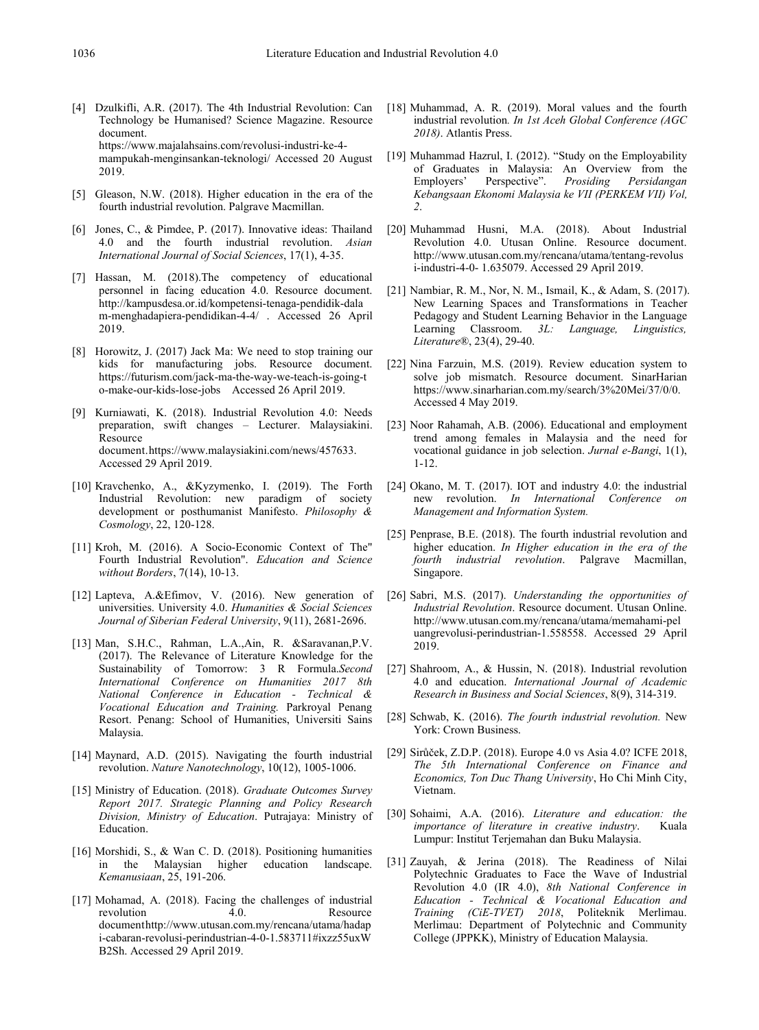[4] Dzulkifli, A.R. (2017). The 4th Industrial Revolution: Can Technology be Humanised? Science Magazine. Resource document. https://www.majalahsains.com/revolusi-industri-ke-4-mampukah-menginsankan-teknologi/ Accessed 20 August 2019.

[5] Gleason, N.W. (2018). Higher education in the era of the fourth industrial revolution. Palgrave Macmillan.

[6] Jones, C., & Pimdee, P. (2017). Innovative ideas: Thailand 4.0 and the fourth industrial revolution. *Asian International Journal of Social Sciences*, 17(1), 4-35.

[7] Hassan, M. (2018).The competency of educational personnel in facing education 4.0. Resource document. http://kampusdesa.or.id/kompetensi-tenaga-pendidik-dalam-menghadapiera-pendidikan-4-4/ . Accessed 26 April 2019.

[8] Horowitz, J. (2017) Jack Ma: We need to stop training our kids for manufacturing jobs. Resource document. https://futurism.com/jack-ma-the-way-we-teach-is-going-to-make-our-kids-lose-jobs Accessed 26 April 2019.

[9] Kurniawati, K. (2018). Industrial Revolution 4.0: Needs preparation, swift changes – Lecturer. Malaysiakini. Resource document.https://www.malaysiakini.com/news/457633. Accessed 29 April 2019.

[10] Kravchenko, A., &Kyzymenko, I. (2019). The Forth Industrial Revolution: new paradigm of society development or posthumanist Manifesto. *Philosophy & Cosmology*, 22, 120-128.

[11] Kroh, M. (2016). A Socio-Economic Context of The" Fourth Industrial Revolution". *Education and Science without Borders*, 7(14), 10-13.

[12] Lapteva, A.&Efimov, V. (2016). New generation of universities. University 4.0. *Humanities & Social Sciences Journal of Siberian Federal University*, 9(11), 2681-2696.

[13] Man, S.H.C., Rahman, L.A.,Ain, R. &Saravanan,P.V. (2017). The Relevance of Literature Knowledge for the Sustainability of Tomorrow: 3 R Formula.*Second International Conference on Humanities 2017 8th National Conference in Education - Technical & Vocational Education and Training.* Parkroyal Penang Resort. Penang: School of Humanities, Universiti Sains Malaysia.

[14] Maynard, A.D. (2015). Navigating the fourth industrial revolution. *Nature Nanotechnology*, 10(12), 1005-1006.

[15] Ministry of Education. (2018). *Graduate Outcomes Survey Report 2017. Strategic Planning and Policy Research Division, Ministry of Education*. Putrajaya: Ministry of Education.

[16] Morshidi, S., & Wan C. D. (2018). Positioning humanities in the Malaysian higher education landscape. *Kemanusiaan*, 25, 191-206.

[17] Mohamad, A. (2018). Facing the challenges of industrial revolution 4.0. Resource documenthttp://www.utusan.com.my/rencana/utama/hadapi-cabaran-revolusi-perindustrian-4-0-1.583711#ixzz55uxWB2Sh. Accessed 29 April 2019.

[18] Muhammad, A. R. (2019). Moral values and the fourth industrial revolution. *In 1st Aceh Global Conference (AGC 2018)*. Atlantis Press.

[19] Muhammad Hazrul, I. (2012). "Study on the Employability of Graduates in Malaysia: An Overview from the Employers' Perspective". *Prosiding Persidangan Kebangsaan Ekonomi Malaysia ke VII (PERKEM VII) Vol, 2*.

[20] Muhammad Husni, M.A. (2018). About Industrial Revolution 4.0. Utusan Online. Resource document. http://www.utusan.com.my/rencana/utama/tentang-revolusi-industri-4-0- 1.635079. Accessed 29 April 2019.

[21] Nambiar, R. M., Nor, N. M., Ismail, K., & Adam, S. (2017). New Learning Spaces and Transformations in Teacher Pedagogy and Student Learning Behavior in the Language Learning Classroom. *3L: Language, Linguistics, Literature®*, 23(4), 29-40.

[22] Nina Farzuin, M.S. (2019). Review education system to solve job mismatch. Resource document. SinarHarian https://www.sinarharian.com.my/search/3%20Mei/37/0/0. Accessed 4 May 2019.

[23] Noor Rahamah, A.B. (2006). Educational and employment trend among females in Malaysia and the need for vocational guidance in job selection. *Jurnal e-Bangi*, 1(1), 1-12.

[24] Okano, M. T. (2017). IOT and industry 4.0: the industrial new revolution. *In International Conference on Management and Information System.*

[25] Penprase, B.E. (2018). The fourth industrial revolution and higher education. *In Higher education in the era of the fourth industrial revolution*. Palgrave Macmillan, Singapore.

[26] Sabri, M.S. (2017). *Understanding the opportunities of Industrial Revolution*. Resource document. Utusan Online. http://www.utusan.com.my/rencana/utama/memahami-peluangrevolusi-perindustrian-1.558558. Accessed 29 April 2019.

[27] Shahroom, A., & Hussin, N. (2018). Industrial revolution 4.0 and education. *International Journal of Academic Research in Business and Social Sciences*, 8(9), 314-319.

[28] Schwab, K. (2016). *The fourth industrial revolution.* New York: Crown Business.

[29] Sirůček, Z.D.P. (2018). Europe 4.0 vs Asia 4.0? ICFE 2018, *The 5th International Conference on Finance and Economics, Ton Duc Thang University*, Ho Chi Minh City, Vietnam.

[30] Sohaimi, A.A. (2016). *Literature and education: the importance of literature in creative industry*. Kuala Lumpur: Institut Terjemahan dan Buku Malaysia.

[31] Zauyah, & Jerina (2018). The Readiness of Nilai Polytechnic Graduates to Face the Wave of Industrial Revolution 4.0 (IR 4.0), *8th National Conference in Education - Technical & Vocational Education and Training (CiE-TVET) 2018*, Politeknik Merlimau. Merlimau: Department of Polytechnic and Community College (JPPKK), Ministry of Education Malaysia.